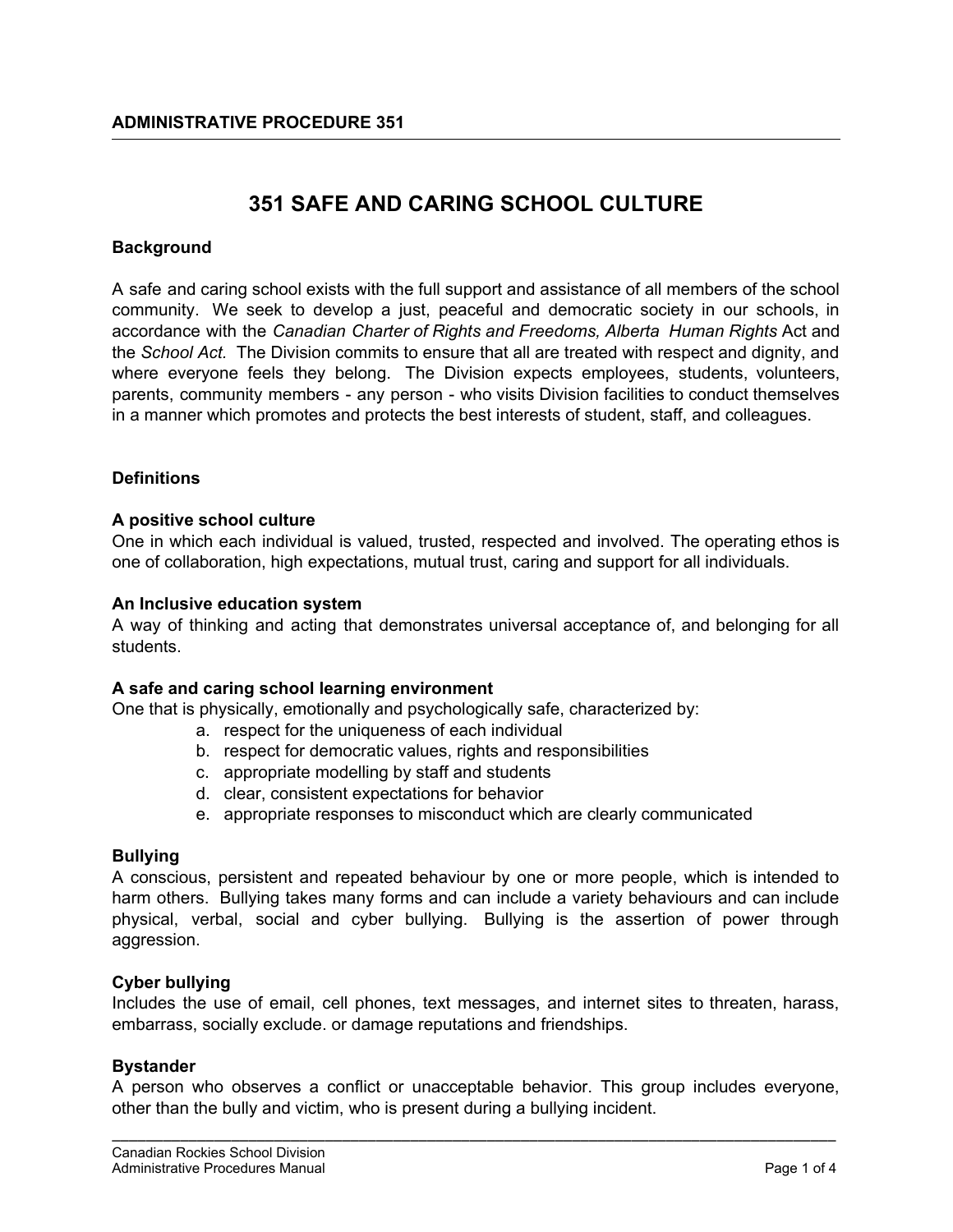**ADMINISTRATIVE PROCEDURE 351**

# 351 SAFE AND CARING SCHOOL CULTURE

**Background**

A safe and caring school exists with the full support and assistance of all members of the school community. We seek to develop a just, peaceful and democratic society in our schools, in accordance with the *Canadian Charter of Rights and Freedoms, Alberta Human Rights* Act and the *School Act.* The Division commits to ensure that all are treated with respect and dignity, and where everyone feels they belong. The Division expects employees, students, volunteers, parents, community members - any person - who visits Division facilities to conduct themselves in a manner which promotes and protects the best interests of student, staff, and colleagues.

**Definitions**

**A positive school culture**
One in which each individual is valued, trusted, respected and involved. The operating ethos is one of collaboration, high expectations, mutual trust, caring and support for all individuals.

**An Inclusive education system**
A way of thinking and acting that demonstrates universal acceptance of, and belonging for all students.

**A safe and caring school learning environment**
One that is physically, emotionally and psychologically safe, characterized by:

a. respect for the uniqueness of each individual
b. respect for democratic values, rights and responsibilities
c. appropriate modelling by staff and students
d. clear, consistent expectations for behavior
e. appropriate responses to misconduct which are clearly communicated

**Bullying**
A conscious, persistent and repeated behaviour by one or more people, which is intended to harm others. Bullying takes many forms and can include a variety behaviours and can include physical, verbal, social and cyber bullying. Bullying is the assertion of power through aggression.

**Cyber bullying**
Includes the use of email, cell phones, text messages, and internet sites to threaten, harass, embarrass, socially exclude. or damage reputations and friendships.

**Bystander**
A person who observes a conflict or unacceptable behavior. This group includes everyone, other than the bully and victim, who is present during a bullying incident.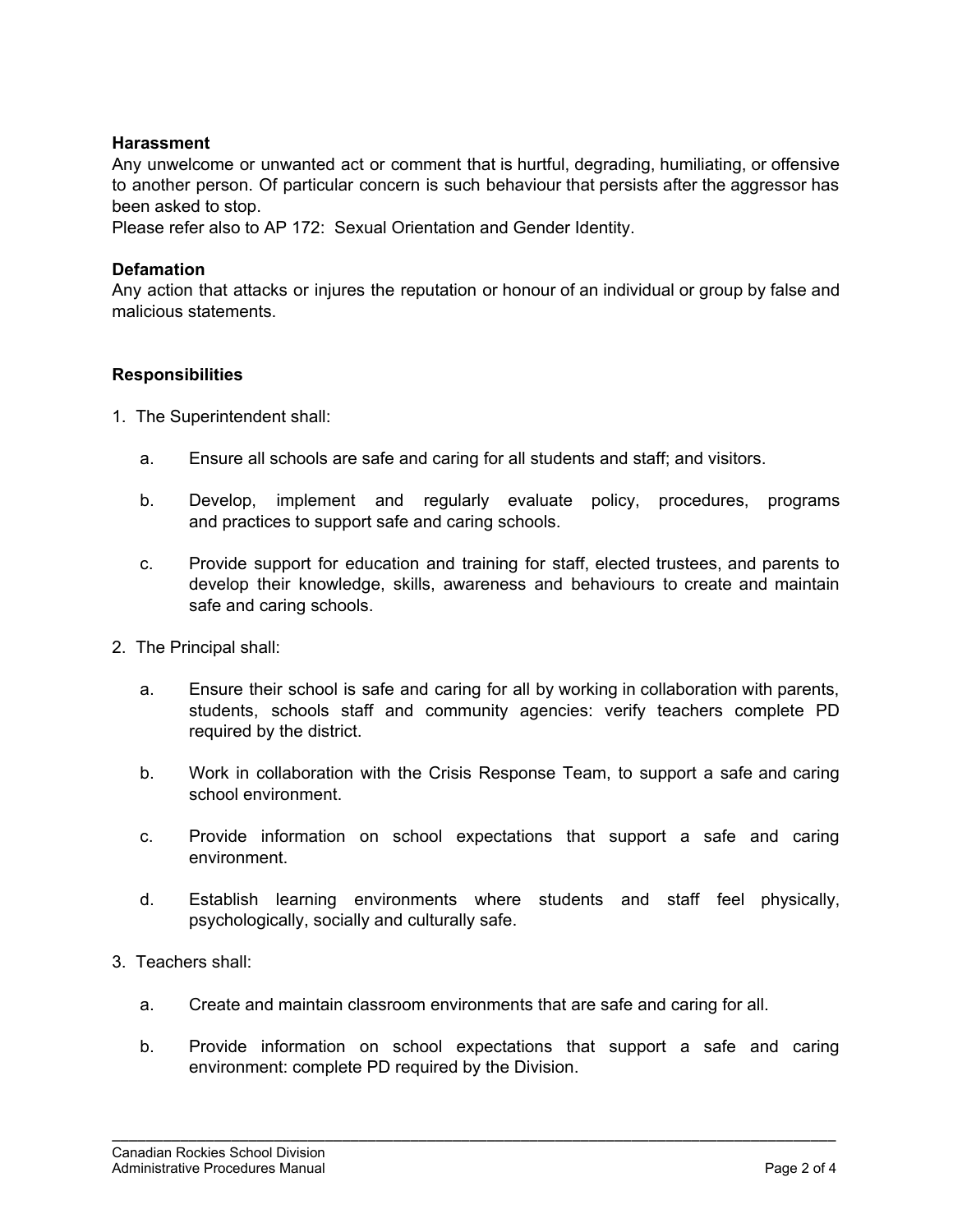**Harassment**

Any unwelcome or unwanted act or comment that is hurtful, degrading, humiliating, or offensive to another person. Of particular concern is such behaviour that persists after the aggressor has been asked to stop.

Please refer also to AP 172: Sexual Orientation and Gender Identity.

**Defamation**

Any action that attacks or injures the reputation or honour of an individual or group by false and malicious statements.

**Responsibilities**

1. The Superintendent shall:

   a. Ensure all schools are safe and caring for all students and staff; and visitors.

   b. Develop, implement and regularly evaluate policy, procedures, programs and practices to support safe and caring schools.

   c. Provide support for education and training for staff, elected trustees, and parents to develop their knowledge, skills, awareness and behaviours to create and maintain safe and caring schools.

2. The Principal shall:

   a. Ensure their school is safe and caring for all by working in collaboration with parents, students, schools staff and community agencies: verify teachers complete PD required by the district.

   b. Work in collaboration with the Crisis Response Team, to support a safe and caring school environment.

   c. Provide information on school expectations that support a safe and caring environment.

   d. Establish learning environments where students and staff feel physically, psychologically, socially and culturally safe.

3. Teachers shall:

   a. Create and maintain classroom environments that are safe and caring for all.

   b. Provide information on school expectations that support a safe and caring environment: complete PD required by the Division.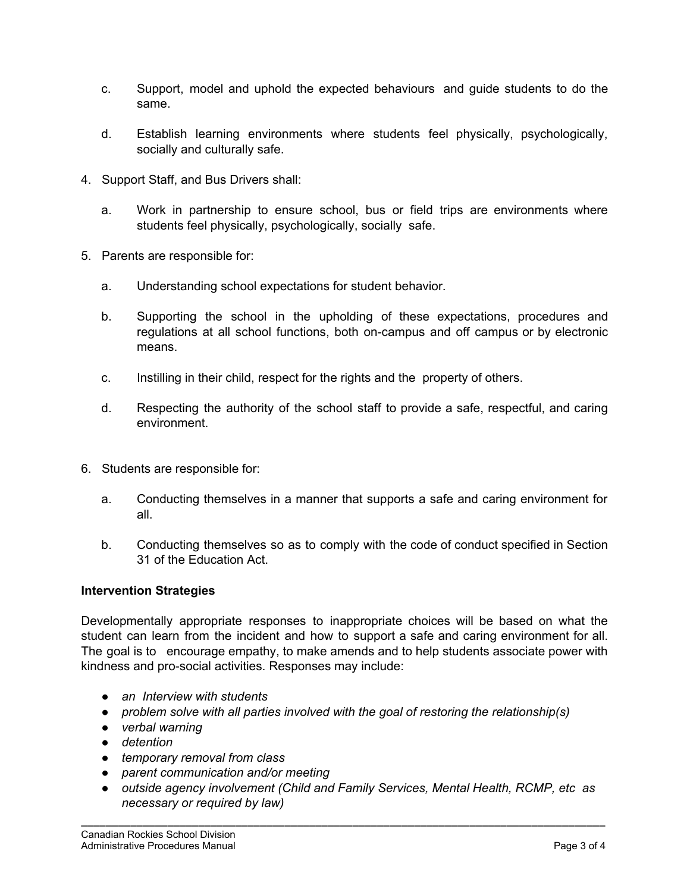c. Support, model and uphold the expected behaviours and guide students to do the same.

d. Establish learning environments where students feel physically, psychologically, socially and culturally safe.

4. Support Staff, and Bus Drivers shall:

   a. Work in partnership to ensure school, bus or field trips are environments where students feel physically, psychologically, socially safe.

5. Parents are responsible for:

   a. Understanding school expectations for student behavior.

   b. Supporting the school in the upholding of these expectations, procedures and regulations at all school functions, both on-campus and off campus or by electronic means.

   c. Instilling in their child, respect for the rights and the property of others.

   d. Respecting the authority of the school staff to provide a safe, respectful, and caring environment.

6. Students are responsible for:

   a. Conducting themselves in a manner that supports a safe and caring environment for all.

   b. Conducting themselves so as to comply with the code of conduct specified in Section 31 of the Education Act.

**Intervention Strategies**

Developmentally appropriate responses to inappropriate choices will be based on what the student can learn from the incident and how to support a safe and caring environment for all. The goal is to encourage empathy, to make amends and to help students associate power with kindness and pro-social activities. Responses may include:

- *an Interview with students*
- *problem solve with all parties involved with the goal of restoring the relationship(s)*
- *verbal warning*
- *detention*
- *temporary removal from class*
- *parent communication and/or meeting*
- *outside agency involvement (Child and Family Services, Mental Health, RCMP, etc as necessary or required by law)*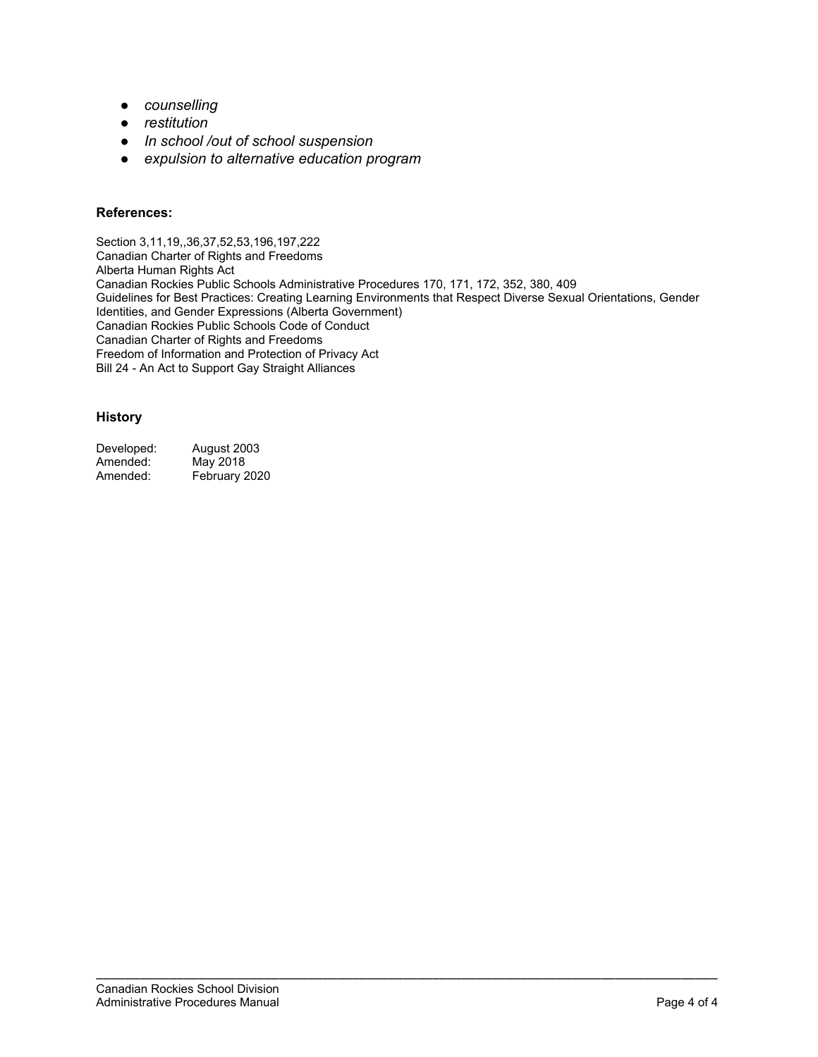- *counselling*
- *restitution*
- *In school /out of school suspension*
- *expulsion to alternative education program*

**References:**

Section 3,11,19,,36,37,52,53,196,197,222
Canadian Charter of Rights and Freedoms
Alberta Human Rights Act
Canadian Rockies Public Schools Administrative Procedures 170, 171, 172, 352, 380, 409
Guidelines for Best Practices: Creating Learning Environments that Respect Diverse Sexual Orientations, Gender Identities, and Gender Expressions (Alberta Government)
Canadian Rockies Public Schools Code of Conduct
Canadian Charter of Rights and Freedoms
Freedom of Information and Protection of Privacy Act
Bill 24 - An Act to Support Gay Straight Alliances

**History**

| | |
|---|---|
| Developed: | August 2003 |
| Amended: | May 2018 |
| Amended: | February 2020 |